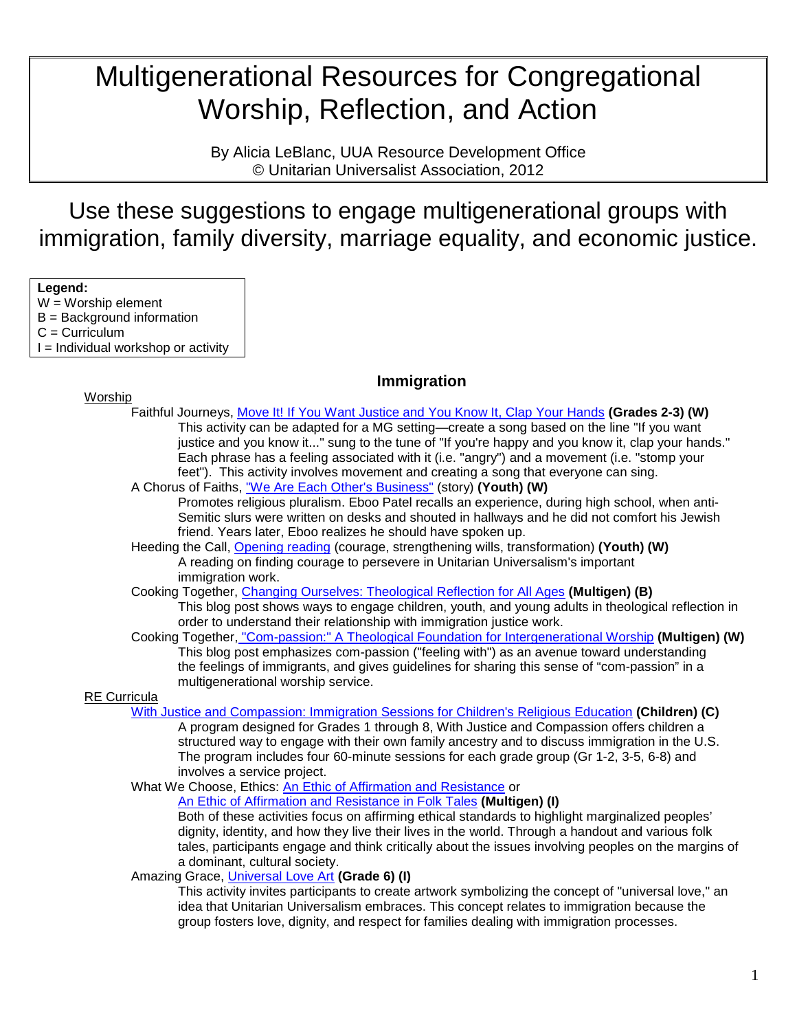# Multigenerational Resources for Congregational Worship, Reflection, and Action

By Alicia LeBlanc, UUA Resource Development Office
© Unitarian Universalist Association, 2012

## Use these suggestions to engage multigenerational groups with immigration, family diversity, marriage equality, and economic justice.

**Legend:**
W = Worship element
B = Background information
C = Curriculum
I = Individual workshop or activity

### Immigration

Worship

- Faithful Journeys, Move It! If You Want Justice and You Know It, Clap Your Hands **(Grades 2-3) (W)**
  This activity can be adapted for a MG setting—create a song based on the line "If you want justice and you know it..." sung to the tune of "If you're happy and you know it, clap your hands." Each phrase has a feeling associated with it (i.e. "angry") and a movement (i.e. "stomp your feet"). This activity involves movement and creating a song that everyone can sing.
- A Chorus of Faiths, "We Are Each Other's Business" (story) **(Youth) (W)**
  Promotes religious pluralism. Eboo Patel recalls an experience, during high school, when anti-Semitic slurs were written on desks and shouted in hallways and he did not comfort his Jewish friend. Years later, Eboo realizes he should have spoken up.
- Heeding the Call, Opening reading (courage, strengthening wills, transformation) **(Youth) (W)**
  A reading on finding courage to persevere in Unitarian Universalism's important immigration work.
- Cooking Together, Changing Ourselves: Theological Reflection for All Ages **(Multigen) (B)**
  This blog post shows ways to engage children, youth, and young adults in theological reflection in order to understand their relationship with immigration justice work.
- Cooking Together, "Com-passion:" A Theological Foundation for Intergenerational Worship **(Multigen) (W)**
  This blog post emphasizes com-passion ("feeling with") as an avenue toward understanding the feelings of immigrants, and gives guidelines for sharing this sense of "com-passion" in a multigenerational worship service.

RE Curricula

- With Justice and Compassion: Immigration Sessions for Children's Religious Education **(Children) (C)**
  A program designed for Grades 1 through 8, With Justice and Compassion offers children a structured way to engage with their own family ancestry and to discuss immigration in the U.S. The program includes four 60-minute sessions for each grade group (Gr 1-2, 3-5, 6-8) and involves a service project.
- What We Choose, Ethics: An Ethic of Affirmation and Resistance or An Ethic of Affirmation and Resistance in Folk Tales **(Multigen) (I)**
  Both of these activities focus on affirming ethical standards to highlight marginalized peoples' dignity, identity, and how they live their lives in the world. Through a handout and various folk tales, participants engage and think critically about the issues involving peoples on the margins of a dominant, cultural society.
- Amazing Grace, Universal Love Art **(Grade 6) (I)**
  This activity invites participants to create artwork symbolizing the concept of "universal love," an idea that Unitarian Universalism embraces. This concept relates to immigration because the group fosters love, dignity, and respect for families dealing with immigration processes.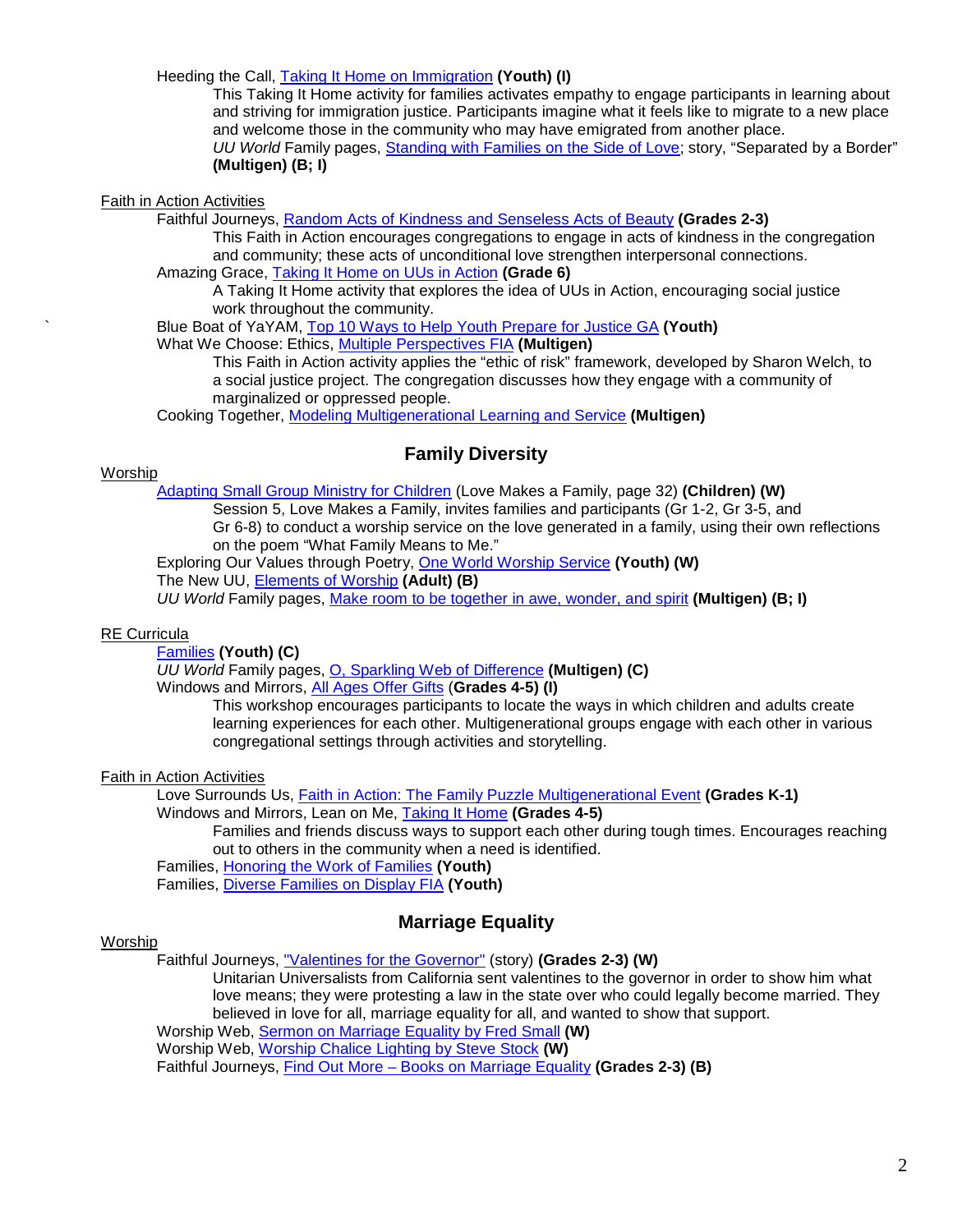Heeding the Call, Taking It Home on Immigration **(Youth) (I)**

This Taking It Home activity for families activates empathy to engage participants in learning about and striving for immigration justice. Participants imagine what it feels like to migrate to a new place and welcome those in the community who may have emigrated from another place.

*UU World* Family pages, Standing with Families on the Side of Love; story, "Separated by a Border" **(Multigen) (B; I)**

Faith in Action Activities

Faithful Journeys, Random Acts of Kindness and Senseless Acts of Beauty **(Grades 2-3)**

This Faith in Action encourages congregations to engage in acts of kindness in the congregation and community; these acts of unconditional love strengthen interpersonal connections.

Amazing Grace, Taking It Home on UUs in Action **(Grade 6)**

A Taking It Home activity that explores the idea of UUs in Action, encouraging social justice work throughout the community.

Blue Boat of YaYAM, Top 10 Ways to Help Youth Prepare for Justice GA **(Youth)**

What We Choose: Ethics, Multiple Perspectives FIA **(Multigen)**

This Faith in Action activity applies the "ethic of risk" framework, developed by Sharon Welch, to a social justice project. The congregation discusses how they engage with a community of marginalized or oppressed people.

Cooking Together, Modeling Multigenerational Learning and Service **(Multigen)**

## Family Diversity

Worship

Adapting Small Group Ministry for Children (Love Makes a Family, page 32) **(Children) (W)**

Session 5, Love Makes a Family, invites families and participants (Gr 1-2, Gr 3-5, and Gr 6-8) to conduct a worship service on the love generated in a family, using their own reflections on the poem "What Family Means to Me."

Exploring Our Values through Poetry, One World Worship Service **(Youth) (W)**

The New UU, Elements of Worship **(Adult) (B)**

*UU World* Family pages, Make room to be together in awe, wonder, and spirit **(Multigen) (B; I)**

RE Curricula

Families **(Youth) (C)**

*UU World* Family pages, O, Sparkling Web of Difference **(Multigen) (C)**

Windows and Mirrors, All Ages Offer Gifts (**Grades 4-5) (I)**

This workshop encourages participants to locate the ways in which children and adults create learning experiences for each other. Multigenerational groups engage with each other in various congregational settings through activities and storytelling.

Faith in Action Activities

Love Surrounds Us, Faith in Action: The Family Puzzle Multigenerational Event **(Grades K-1)**

Windows and Mirrors, Lean on Me, Taking It Home **(Grades 4-5)**

Families and friends discuss ways to support each other during tough times. Encourages reaching out to others in the community when a need is identified.

Families, Honoring the Work of Families **(Youth)**

Families, Diverse Families on Display FIA **(Youth)**

## Marriage Equality

Worship

Faithful Journeys, "Valentines for the Governor" (story) **(Grades 2-3) (W)**

Unitarian Universalists from California sent valentines to the governor in order to show him what love means; they were protesting a law in the state over who could legally become married. They believed in love for all, marriage equality for all, and wanted to show that support.

Worship Web, Sermon on Marriage Equality by Fred Small **(W)**

Worship Web, Worship Chalice Lighting by Steve Stock **(W)**

Faithful Journeys, Find Out More – Books on Marriage Equality **(Grades 2-3) (B)**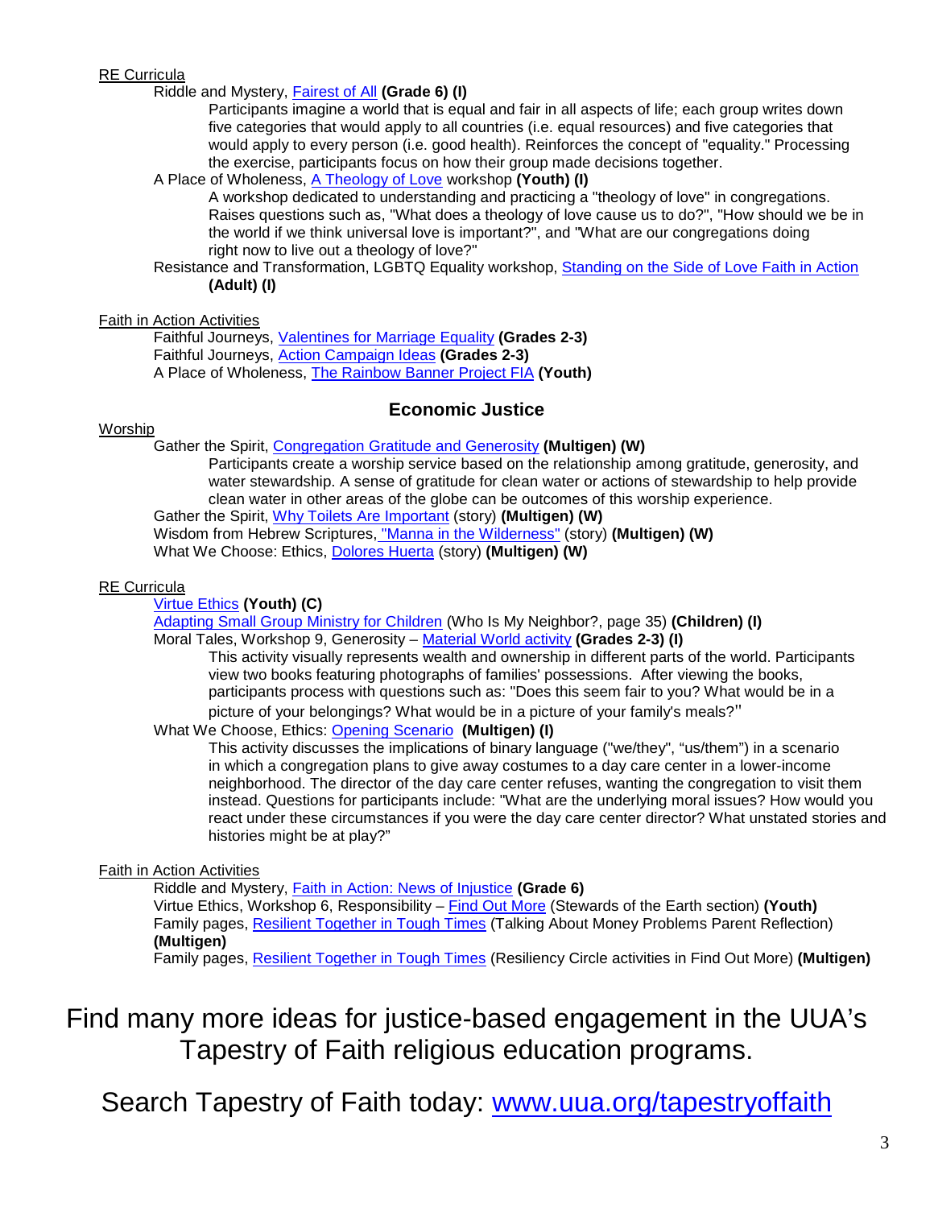RE Curricula

Riddle and Mystery, Fairest of All **(Grade 6) (I)**

Participants imagine a world that is equal and fair in all aspects of life; each group writes down five categories that would apply to all countries (i.e. equal resources) and five categories that would apply to every person (i.e. good health). Reinforces the concept of "equality." Processing the exercise, participants focus on how their group made decisions together.

A Place of Wholeness, A Theology of Love workshop **(Youth) (I)**

A workshop dedicated to understanding and practicing a "theology of love" in congregations. Raises questions such as, "What does a theology of love cause us to do?", "How should we be in the world if we think universal love is important?", and "What are our congregations doing right now to live out a theology of love?"

Resistance and Transformation, LGBTQ Equality workshop, Standing on the Side of Love Faith in Action **(Adult) (I)**

Faith in Action Activities

Faithful Journeys, Valentines for Marriage Equality **(Grades 2-3)**
Faithful Journeys, Action Campaign Ideas **(Grades 2-3)**
A Place of Wholeness, The Rainbow Banner Project FIA **(Youth)**

## Economic Justice

Worship

Gather the Spirit, Congregation Gratitude and Generosity **(Multigen) (W)**

Participants create a worship service based on the relationship among gratitude, generosity, and water stewardship. A sense of gratitude for clean water or actions of stewardship to help provide clean water in other areas of the globe can be outcomes of this worship experience.

Gather the Spirit, Why Toilets Are Important (story) **(Multigen) (W)**
Wisdom from Hebrew Scriptures, "Manna in the Wilderness" (story) **(Multigen) (W)**
What We Choose: Ethics, Dolores Huerta (story) **(Multigen) (W)**

RE Curricula

Virtue Ethics **(Youth) (C)**
Adapting Small Group Ministry for Children (Who Is My Neighbor?, page 35) **(Children) (I)**
Moral Tales, Workshop 9, Generosity – Material World activity **(Grades 2-3) (I)**

This activity visually represents wealth and ownership in different parts of the world. Participants view two books featuring photographs of families' possessions. After viewing the books, participants process with questions such as: "Does this seem fair to you? What would be in a picture of your belongings? What would be in a picture of your family's meals?"

What We Choose, Ethics: Opening Scenario **(Multigen) (I)**

This activity discusses the implications of binary language ("we/they", "us/them") in a scenario in which a congregation plans to give away costumes to a day care center in a lower-income neighborhood. The director of the day care center refuses, wanting the congregation to visit them instead. Questions for participants include: "What are the underlying moral issues? How would you react under these circumstances if you were the day care center director? What unstated stories and histories might be at play?"

Faith in Action Activities

Riddle and Mystery, Faith in Action: News of Injustice **(Grade 6)**
Virtue Ethics, Workshop 6, Responsibility – Find Out More (Stewards of the Earth section) **(Youth)**
Family pages, Resilient Together in Tough Times (Talking About Money Problems Parent Reflection) **(Multigen)**
Family pages, Resilient Together in Tough Times (Resiliency Circle activities in Find Out More) **(Multigen)**

Find many more ideas for justice-based engagement in the UUA's Tapestry of Faith religious education programs.

Search Tapestry of Faith today: www.uua.org/tapestryoffaith